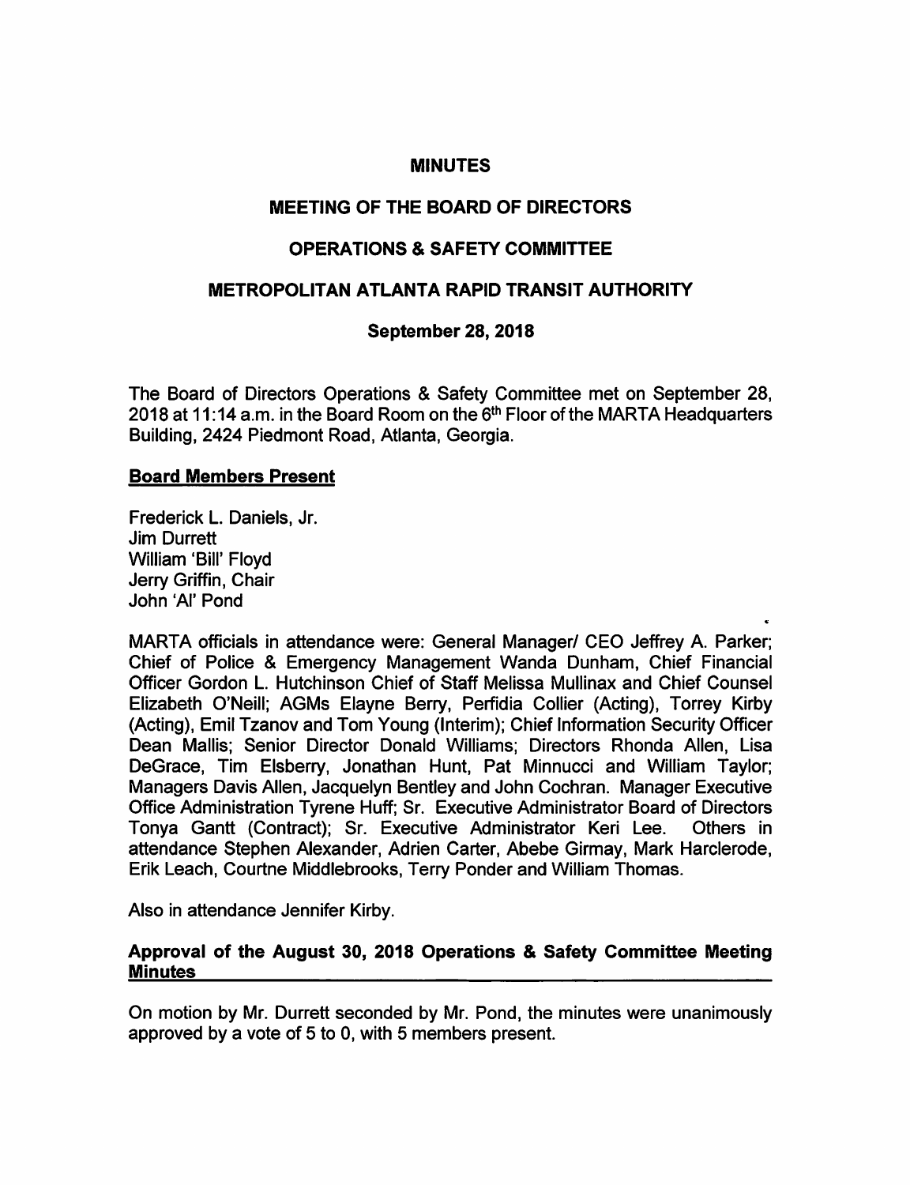# MINUTES

## MEETING OF THE BOARD OF DIRECTORS

## OPERATIONS & SAFETY COMMITTEE

## METROPOLITAN ATLANTA RAPID TRANSIT AUTHORITY

### September 28, 2018

The Board of Directors Operations & Safety Committee met on September 28, 2018 at 11:14 a.m. in the Board Room on the 6th Floor of the MARTA Headquarters Building, 2424 Piedmont Road, Atlanta, Georgia.

**Board Members Present**

Frederick L. Daniels, Jr.
Jim Durrett
William 'Bill' Floyd
Jerry Griffin, Chair
John 'Al' Pond

MARTA officials in attendance were: General Manager/ CEO Jeffrey A. Parker; Chief of Police & Emergency Management Wanda Dunham, Chief Financial Officer Gordon L. Hutchinson Chief of Staff Melissa Mullinax and Chief Counsel Elizabeth O'Neill; AGMs Elayne Berry, Perfidia Collier (Acting), Torrey Kirby (Acting), Emil Tzanov and Tom Young (Interim); Chief Information Security Officer Dean Mallis; Senior Director Donald Williams; Directors Rhonda Allen, Lisa DeGrace, Tim Elsberry, Jonathan Hunt, Pat Minnucci and William Taylor; Managers Davis Allen, Jacquelyn Bentley and John Cochran. Manager Executive Office Administration Tyrene Huff; Sr. Executive Administrator Board of Directors Tonya Gantt (Contract); Sr. Executive Administrator Keri Lee. Others in attendance Stephen Alexander, Adrien Carter, Abebe Girmay, Mark Harclerode, Erik Leach, Courtne Middlebrooks, Terry Ponder and William Thomas.

Also in attendance Jennifer Kirby.

**Approval of the August 30, 2018 Operations & Safety Committee Meeting Minutes**

On motion by Mr. Durrett seconded by Mr. Pond, the minutes were unanimously approved by a vote of 5 to 0, with 5 members present.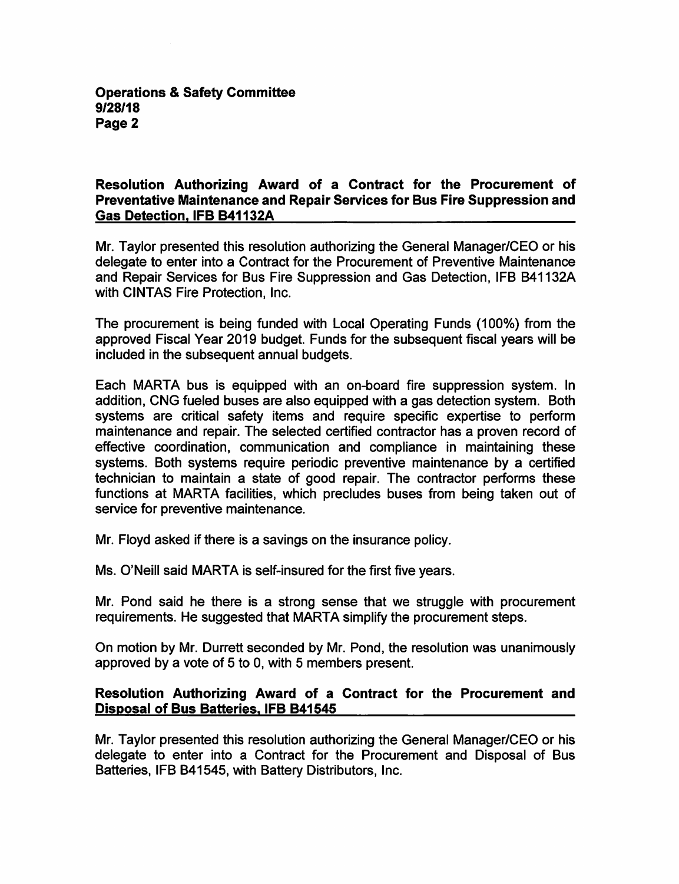## Resolution Authorizing Award of a Contract for the Procurement of Preventative Maintenance and Repair Services for Bus Fire Suppression and Gas Detection, IFB B41132A

Mr. Taylor presented this resolution authorizing the General Manager/CEO or his delegate to enter into a Contract for the Procurement of Preventive Maintenance and Repair Services for Bus Fire Suppression and Gas Detection, IFB B41132A with CINTAS Fire Protection, Inc.

The procurement is being funded with Local Operating Funds (100%) from the approved Fiscal Year 2019 budget. Funds for the subsequent fiscal years will be included in the subsequent annual budgets.

Each MARTA bus is equipped with an on-board fire suppression system. In addition, CNG fueled buses are also equipped with a gas detection system. Both systems are critical safety items and require specific expertise to perform maintenance and repair. The selected certified contractor has a proven record of effective coordination, communication and compliance in maintaining these systems. Both systems require periodic preventive maintenance by a certified technician to maintain a state of good repair. The contractor performs these functions at MARTA facilities, which precludes buses from being taken out of service for preventive maintenance.

Mr. Floyd asked if there is a savings on the insurance policy.

Ms. O'Neill said MARTA is self-insured for the first five years.

Mr. Pond said he there is a strong sense that we struggle with procurement requirements. He suggested that MARTA simplify the procurement steps.

On motion by Mr. Durrett seconded by Mr. Pond, the resolution was unanimously approved by a vote of 5 to 0, with 5 members present.

## Resolution Authorizing Award of a Contract for the Procurement and Disposal of Bus Batteries, IFB B41545

Mr. Taylor presented this resolution authorizing the General Manager/CEO or his delegate to enter into a Contract for the Procurement and Disposal of Bus Batteries, IFB B41545, with Battery Distributors, Inc.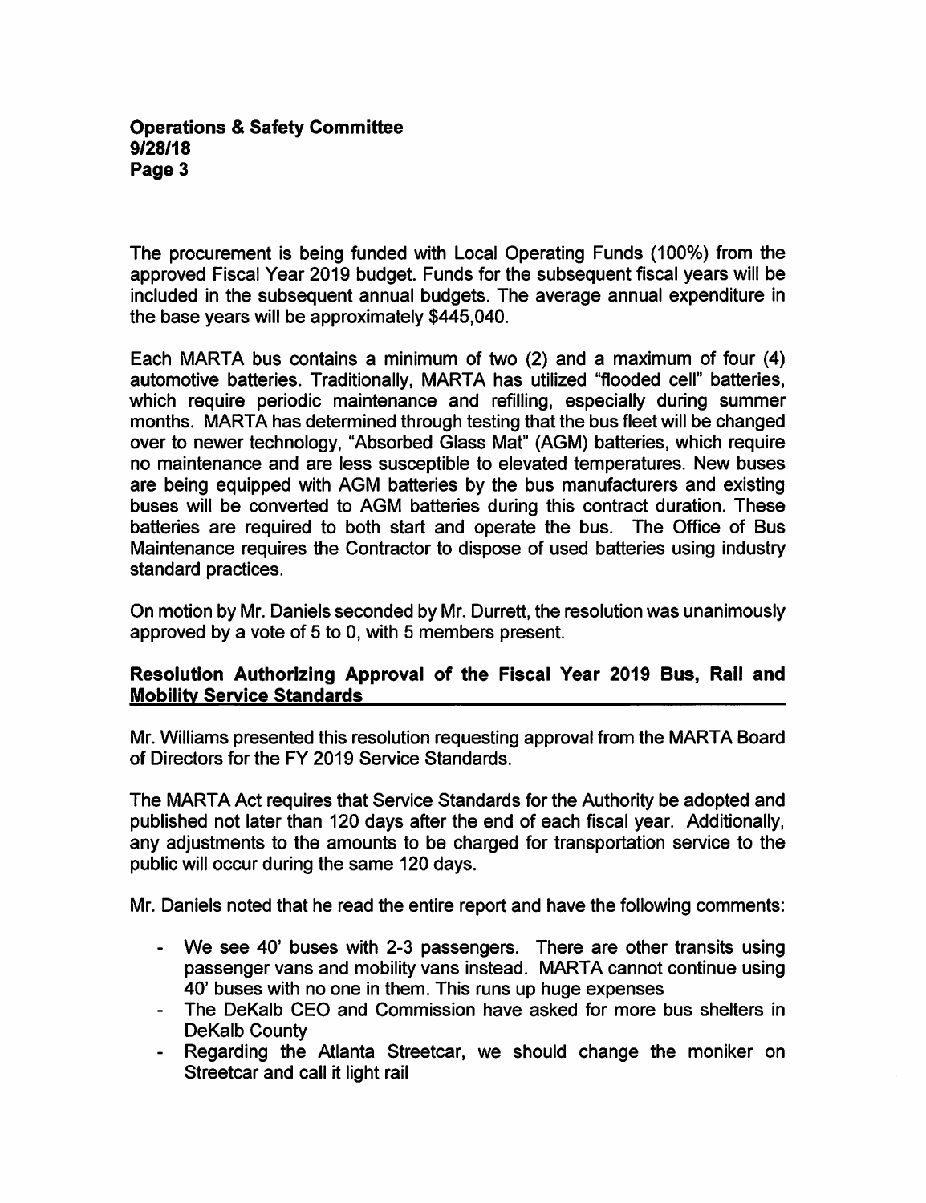The procurement is being funded with Local Operating Funds (100%) from the approved Fiscal Year 2019 budget. Funds for the subsequent fiscal years will be included in the subsequent annual budgets. The average annual expenditure in the base years will be approximately $445,040.

Each MARTA bus contains a minimum of two (2) and a maximum of four (4) automotive batteries. Traditionally, MARTA has utilized "flooded cell" batteries, which require periodic maintenance and refilling, especially during summer months. MARTA has determined through testing that the bus fleet will be changed over to newer technology, "Absorbed Glass Mat" (AGM) batteries, which require no maintenance and are less susceptible to elevated temperatures. New buses are being equipped with AGM batteries by the bus manufacturers and existing buses will be converted to AGM batteries during this contract duration. These batteries are required to both start and operate the bus. The Office of Bus Maintenance requires the Contractor to dispose of used batteries using industry standard practices.

On motion by Mr. Daniels seconded by Mr. Durrett, the resolution was unanimously approved by a vote of 5 to 0, with 5 members present.

**Resolution Authorizing Approval of the Fiscal Year 2019 Bus, Rail and Mobility Service Standards**

Mr. Williams presented this resolution requesting approval from the MARTA Board of Directors for the FY 2019 Service Standards.

The MARTA Act requires that Service Standards for the Authority be adopted and published not later than 120 days after the end of each fiscal year. Additionally, any adjustments to the amounts to be charged for transportation service to the public will occur during the same 120 days.

Mr. Daniels noted that he read the entire report and have the following comments:

- We see 40' buses with 2-3 passengers. There are other transits using passenger vans and mobility vans instead. MARTA cannot continue using 40' buses with no one in them. This runs up huge expenses
- The DeKalb CEO and Commission have asked for more bus shelters in DeKalb County
- Regarding the Atlanta Streetcar, we should change the moniker on Streetcar and call it light rail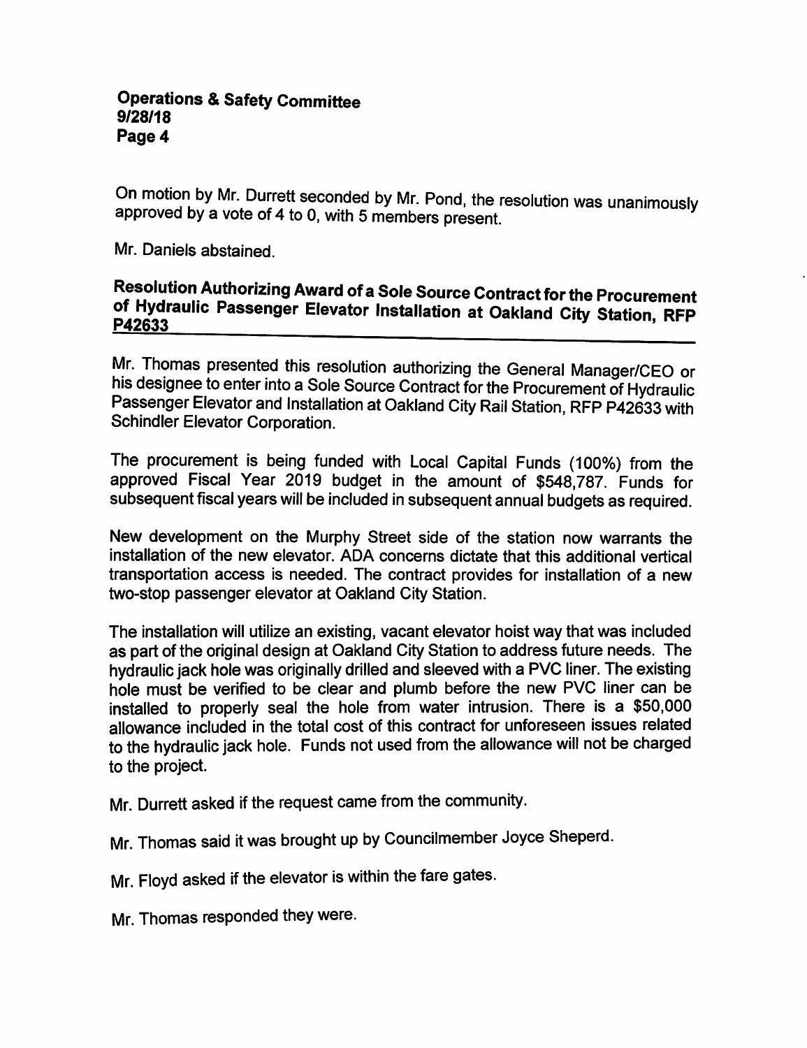On motion by Mr. Durrett seconded by Mr. Pond, the resolution was unanimously approved by a vote of 4 to 0, with 5 members present.

Mr. Daniels abstained.

## Resolution Authorizing Award of a Sole Source Contract for the Procurement of Hydraulic Passenger Elevator Installation at Oakland City Station, RFP P42633

Mr. Thomas presented this resolution authorizing the General Manager/CEO or his designee to enter into a Sole Source Contract for the Procurement of Hydraulic Passenger Elevator and Installation at Oakland City Rail Station, RFP P42633 with Schindler Elevator Corporation.

The procurement is being funded with Local Capital Funds (100%) from the approved Fiscal Year 2019 budget in the amount of $548,787. Funds for subsequent fiscal years will be included in subsequent annual budgets as required.

New development on the Murphy Street side of the station now warrants the installation of the new elevator. ADA concerns dictate that this additional vertical transportation access is needed. The contract provides for installation of a new two-stop passenger elevator at Oakland City Station.

The installation will utilize an existing, vacant elevator hoist way that was included as part of the original design at Oakland City Station to address future needs. The hydraulic jack hole was originally drilled and sleeved with a PVC liner. The existing hole must be verified to be clear and plumb before the new PVC liner can be installed to properly seal the hole from water intrusion. There is a $50,000 allowance included in the total cost of this contract for unforeseen issues related to the hydraulic jack hole. Funds not used from the allowance will not be charged to the project.

Mr. Durrett asked if the request came from the community.

Mr. Thomas said it was brought up by Councilmember Joyce Sheperd.

Mr. Floyd asked if the elevator is within the fare gates.

Mr. Thomas responded they were.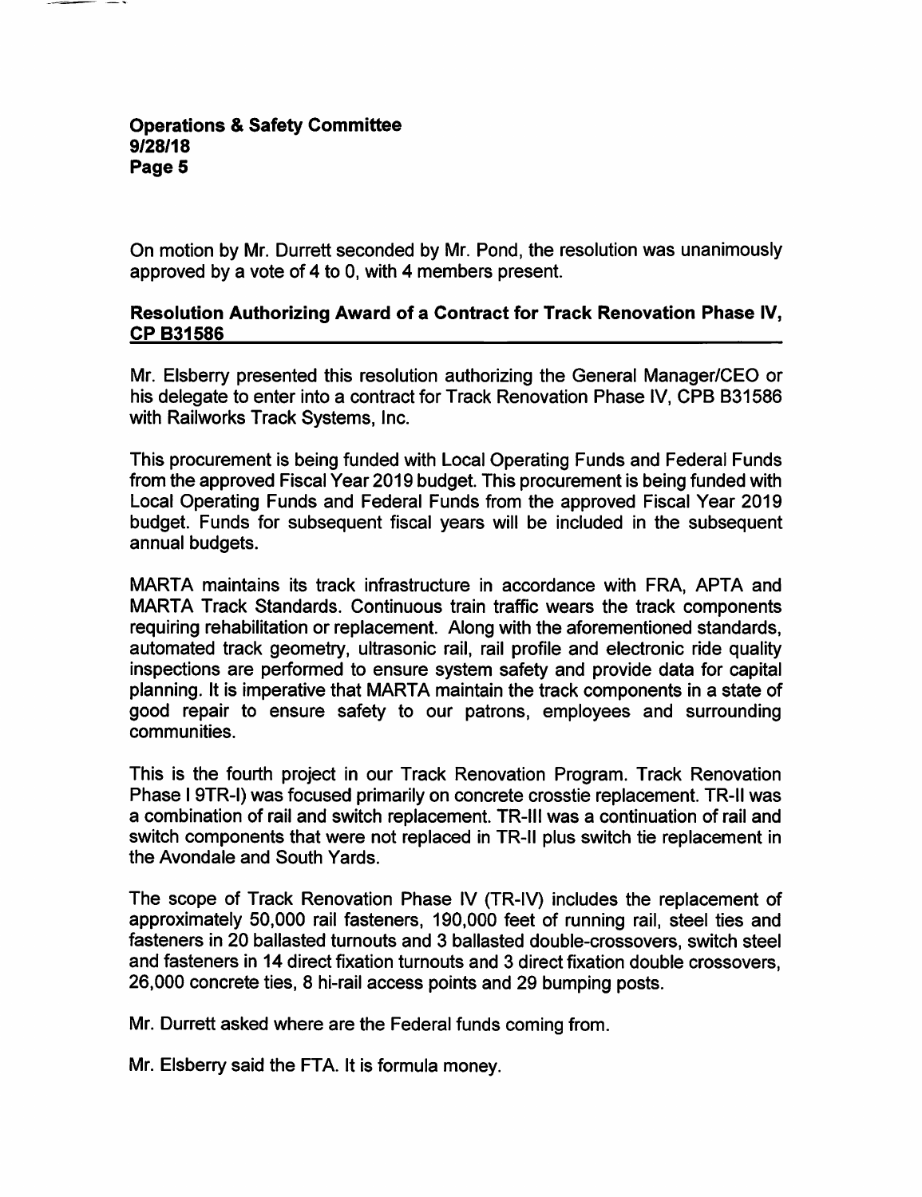On motion by Mr. Durrett seconded by Mr. Pond, the resolution was unanimously approved by a vote of 4 to 0, with 4 members present.

**Resolution Authorizing Award of a Contract for Track Renovation Phase IV, CP B31586**

Mr. Elsberry presented this resolution authorizing the General Manager/CEO or his delegate to enter into a contract for Track Renovation Phase IV, CPB B31586 with Railworks Track Systems, Inc.

This procurement is being funded with Local Operating Funds and Federal Funds from the approved Fiscal Year 2019 budget. This procurement is being funded with Local Operating Funds and Federal Funds from the approved Fiscal Year 2019 budget. Funds for subsequent fiscal years will be included in the subsequent annual budgets.

MARTA maintains its track infrastructure in accordance with FRA, APTA and MARTA Track Standards. Continuous train traffic wears the track components requiring rehabilitation or replacement. Along with the aforementioned standards, automated track geometry, ultrasonic rail, rail profile and electronic ride quality inspections are performed to ensure system safety and provide data for capital planning. It is imperative that MARTA maintain the track components in a state of good repair to ensure safety to our patrons, employees and surrounding communities.

This is the fourth project in our Track Renovation Program. Track Renovation Phase I 9TR-I) was focused primarily on concrete crosstie replacement. TR-II was a combination of rail and switch replacement. TR-III was a continuation of rail and switch components that were not replaced in TR-II plus switch tie replacement in the Avondale and South Yards.

The scope of Track Renovation Phase IV (TR-IV) includes the replacement of approximately 50,000 rail fasteners, 190,000 feet of running rail, steel ties and fasteners in 20 ballasted turnouts and 3 ballasted double-crossovers, switch steel and fasteners in 14 direct fixation turnouts and 3 direct fixation double crossovers, 26,000 concrete ties, 8 hi-rail access points and 29 bumping posts.

Mr. Durrett asked where are the Federal funds coming from.

Mr. Elsberry said the FTA. It is formula money.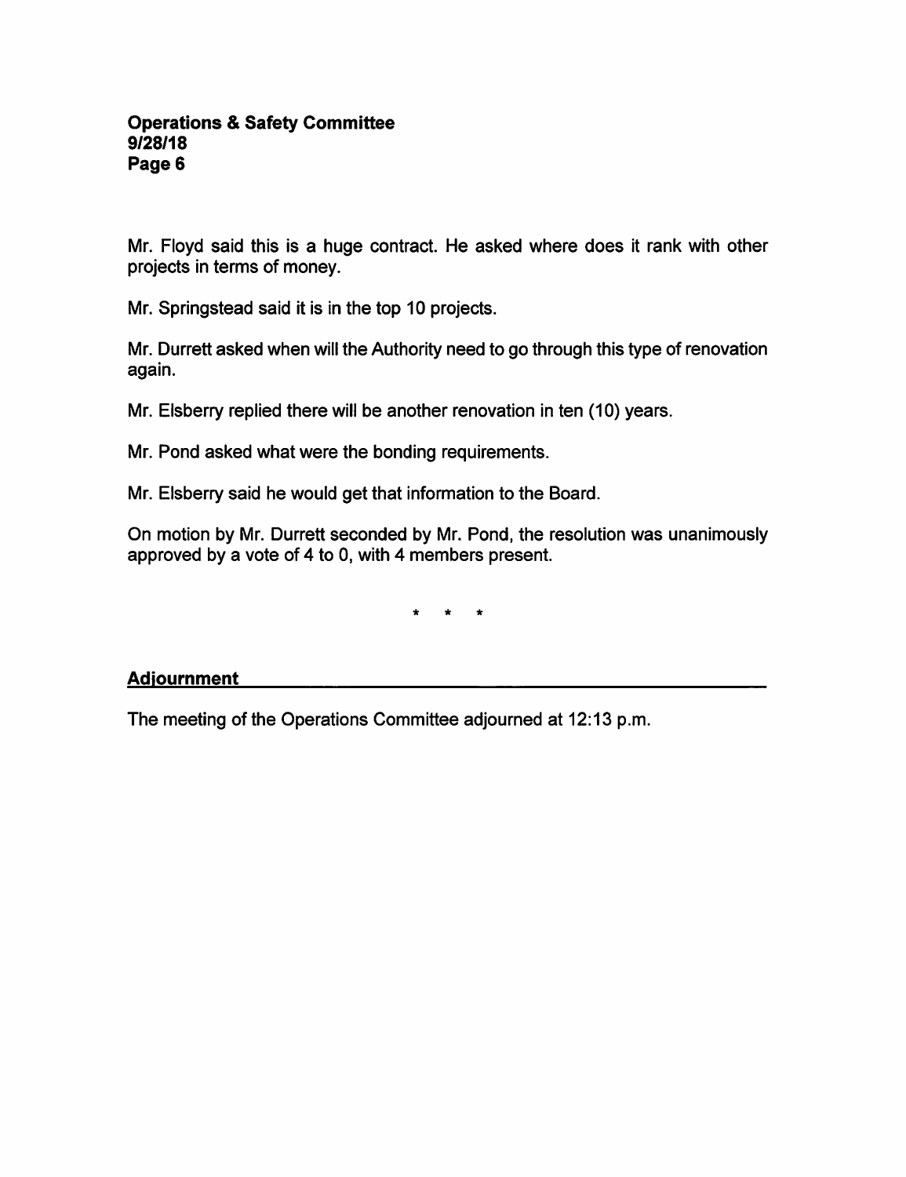Mr. Floyd said this is a huge contract. He asked where does it rank with other projects in terms of money.

Mr. Springstead said it is in the top 10 projects.

Mr. Durrett asked when will the Authority need to go through this type of renovation again.

Mr. Elsberry replied there will be another renovation in ten (10) years.

Mr. Pond asked what were the bonding requirements.

Mr. Elsberry said he would get that information to the Board.

On motion by Mr. Durrett seconded by Mr. Pond, the resolution was unanimously approved by a vote of 4 to 0, with 4 members present.

\* \* \*

## Adjournment

The meeting of the Operations Committee adjourned at 12:13 p.m.